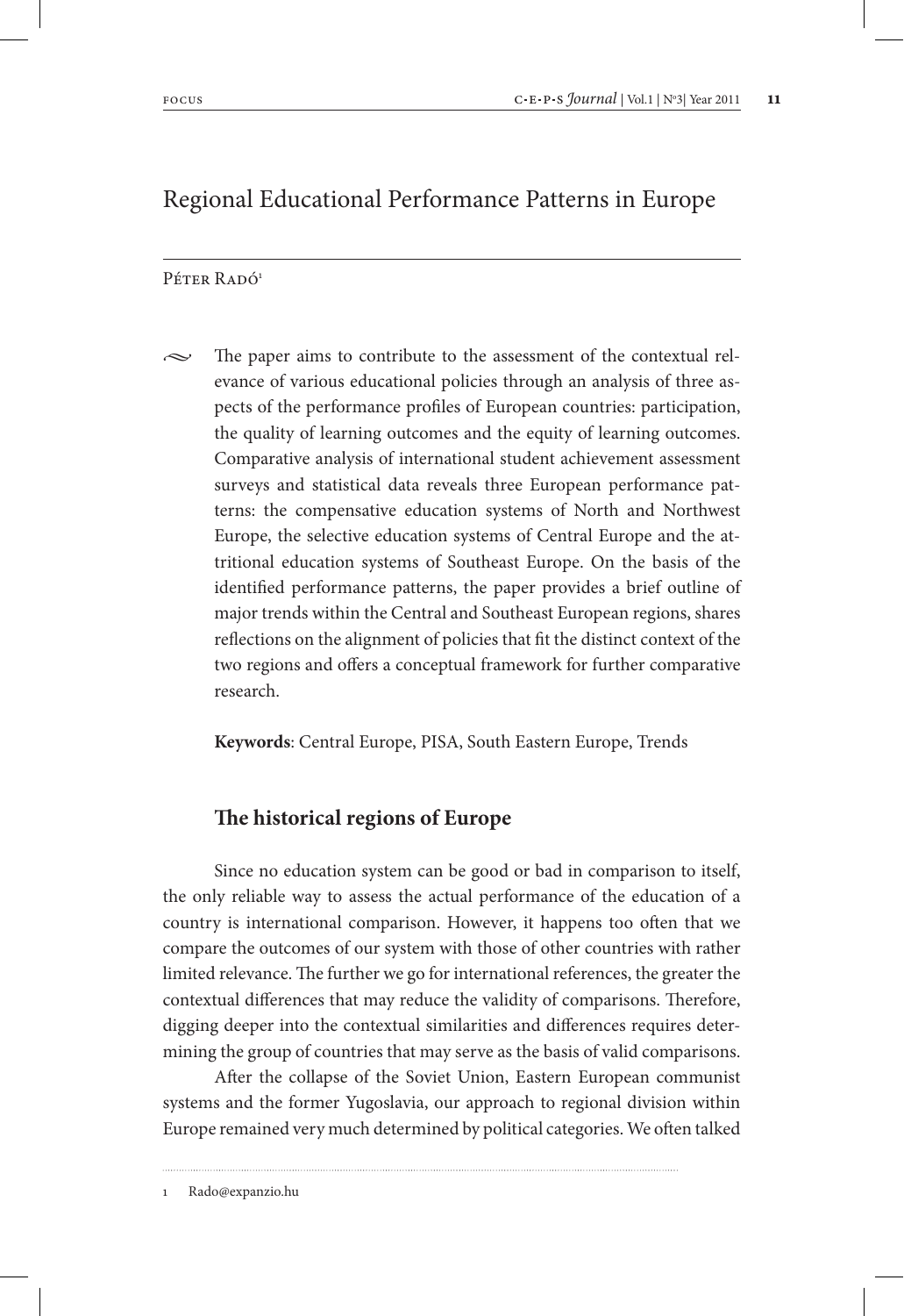# Regional Educational Performance Patterns in Europe

Péter Radó[1]

The paper aims to contribute to the assessment of the contextual relevance of various educational policies through an analysis of three aspects of the performance profiles of European countries: participation, the quality of learning outcomes and the equity of learning outcomes. Comparative analysis of international student achievement assessment surveys and statistical data reveals three European performance patterns: the compensative education systems of North and Northwest Europe, the selective education systems of Central Europe and the attritional education systems of Southeast Europe. On the basis of the identified performance patterns, the paper provides a brief outline of major trends within the Central and Southeast European regions, shares reflections on the alignment of policies that fit the distinct context of the two regions and offers a conceptual framework for further comparative research.

**Keywords**: Central Europe, PISA, South Eastern Europe, Trends

## The historical regions of Europe

Since no education system can be good or bad in comparison to itself, the only reliable way to assess the actual performance of the education of a country is international comparison. However, it happens too often that we compare the outcomes of our system with those of other countries with rather limited relevance. The further we go for international references, the greater the contextual differences that may reduce the validity of comparisons. Therefore, digging deeper into the contextual similarities and differences requires determining the group of countries that may serve as the basis of valid comparisons.

After the collapse of the Soviet Union, Eastern European communist systems and the former Yugoslavia, our approach to regional division within Europe remained very much determined by political categories. We often talked

---

1 Rado@expanzio.hu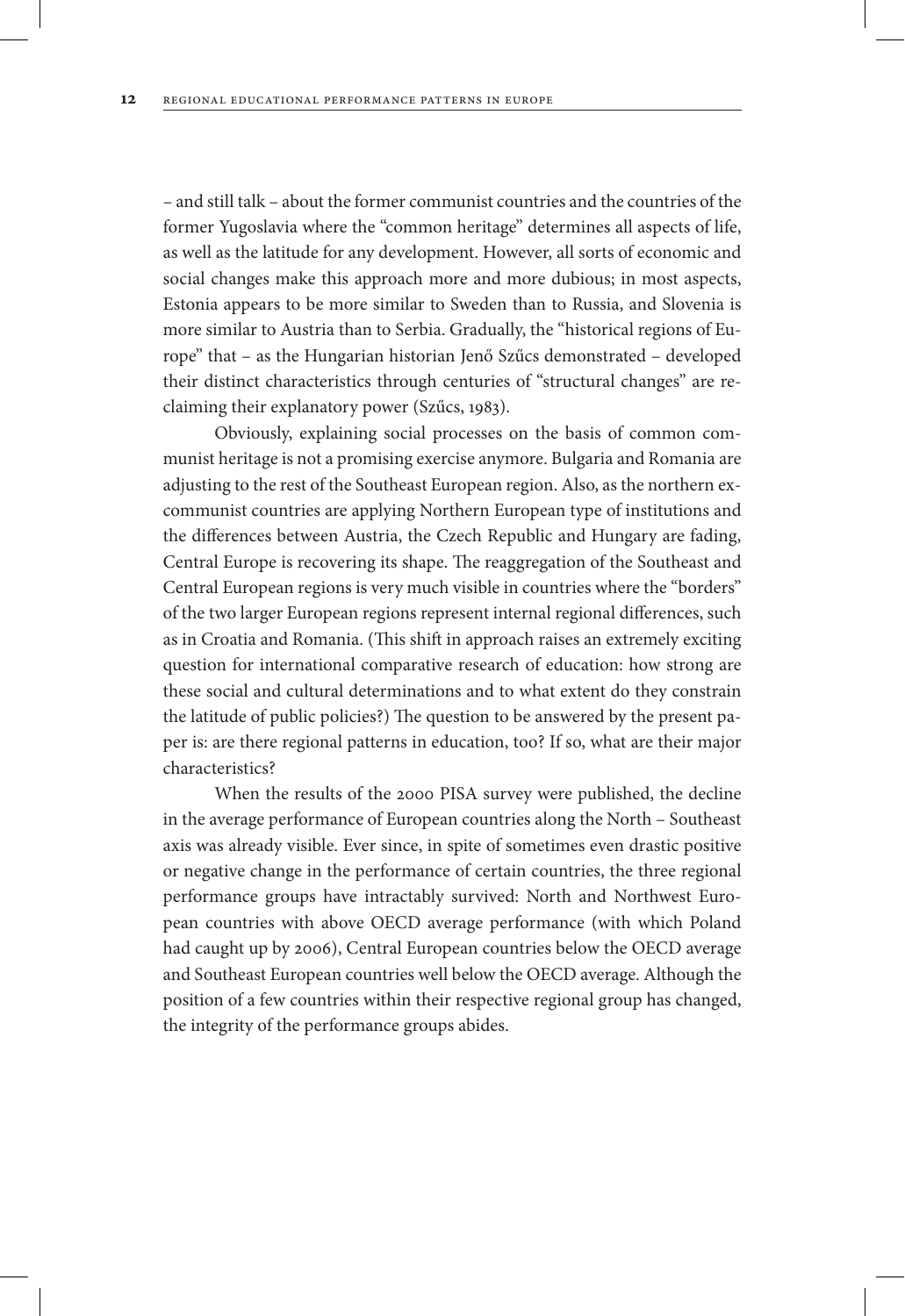– and still talk – about the former communist countries and the countries of the former Yugoslavia where the "common heritage" determines all aspects of life, as well as the latitude for any development. However, all sorts of economic and social changes make this approach more and more dubious; in most aspects, Estonia appears to be more similar to Sweden than to Russia, and Slovenia is more similar to Austria than to Serbia. Gradually, the "historical regions of Europe" that – as the Hungarian historian Jenő Szűcs demonstrated – developed their distinct characteristics through centuries of "structural changes" are reclaiming their explanatory power (Szűcs, 1983).

Obviously, explaining social processes on the basis of common communist heritage is not a promising exercise anymore. Bulgaria and Romania are adjusting to the rest of the Southeast European region. Also, as the northern ex-communist countries are applying Northern European type of institutions and the differences between Austria, the Czech Republic and Hungary are fading, Central Europe is recovering its shape. The reaggregation of the Southeast and Central European regions is very much visible in countries where the "borders" of the two larger European regions represent internal regional differences, such as in Croatia and Romania. (This shift in approach raises an extremely exciting question for international comparative research of education: how strong are these social and cultural determinations and to what extent do they constrain the latitude of public policies?) The question to be answered by the present paper is: are there regional patterns in education, too? If so, what are their major characteristics?

When the results of the 2000 PISA survey were published, the decline in the average performance of European countries along the North – Southeast axis was already visible. Ever since, in spite of sometimes even drastic positive or negative change in the performance of certain countries, the three regional performance groups have intractably survived: North and Northwest European countries with above OECD average performance (with which Poland had caught up by 2006), Central European countries below the OECD average and Southeast European countries well below the OECD average. Although the position of a few countries within their respective regional group has changed, the integrity of the performance groups abides.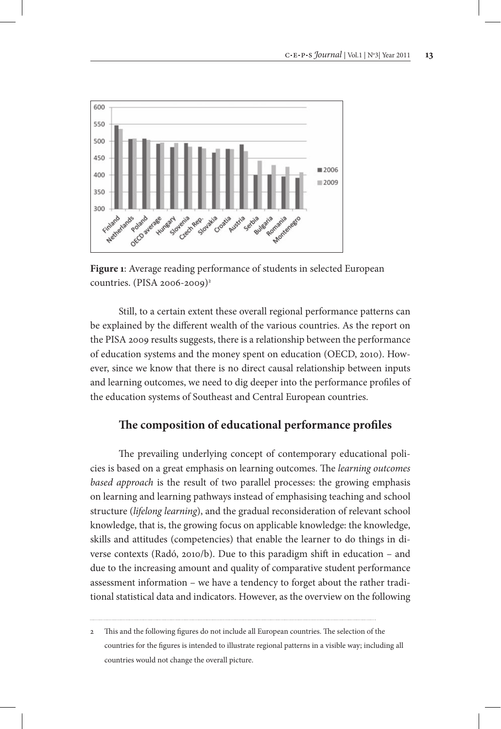**Figure 1**: Average reading performance of students in selected European countries. (PISA 2006-2009)[2]

Still, to a certain extent these overall regional performance patterns can be explained by the different wealth of the various countries. As the report on the PISA 2009 results suggests, there is a relationship between the performance of education systems and the money spent on education (OECD, 2010). However, since we know that there is no direct causal relationship between inputs and learning outcomes, we need to dig deeper into the performance profiles of the education systems of Southeast and Central European countries.

## The composition of educational performance profiles

The prevailing underlying concept of contemporary educational policies is based on a great emphasis on learning outcomes. The *learning outcomes based approach* is the result of two parallel processes: the growing emphasis on learning and learning pathways instead of emphasising teaching and school structure (*lifelong learning*), and the gradual reconsideration of relevant school knowledge, that is, the growing focus on applicable knowledge: the knowledge, skills and attitudes (competencies) that enable the learner to do things in diverse contexts (Radó, 2010/b). Due to this paradigm shift in education – and due to the increasing amount and quality of comparative student performance assessment information – we have a tendency to forget about the rather traditional statistical data and indicators. However, as the overview on the following

---

2 This and the following figures do not include all European countries. The selection of the countries for the figures is intended to illustrate regional patterns in a visible way; including all countries would not change the overall picture.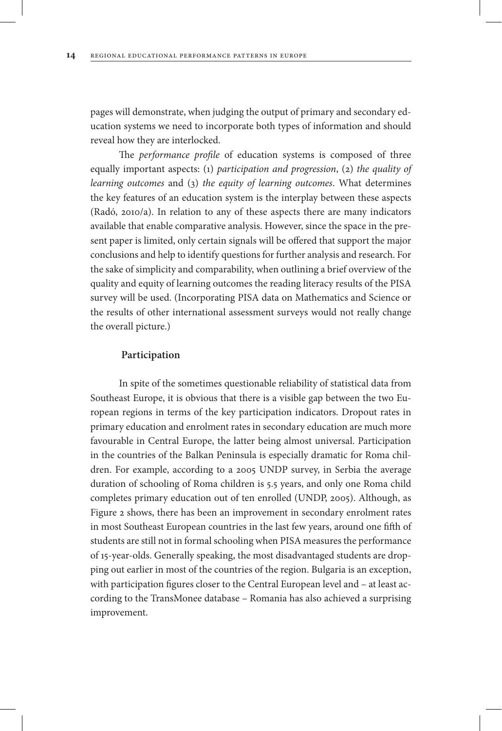pages will demonstrate, when judging the output of primary and secondary education systems we need to incorporate both types of information and should reveal how they are interlocked.

The *performance profile* of education systems is composed of three equally important aspects: (1) *participation and progression*, (2) *the quality of learning outcomes* and (3) *the equity of learning outcomes*. What determines the key features of an education system is the interplay between these aspects (Radó, 2010/a). In relation to any of these aspects there are many indicators available that enable comparative analysis. However, since the space in the present paper is limited, only certain signals will be offered that support the major conclusions and help to identify questions for further analysis and research. For the sake of simplicity and comparability, when outlining a brief overview of the quality and equity of learning outcomes the reading literacy results of the PISA survey will be used. (Incorporating PISA data on Mathematics and Science or the results of other international assessment surveys would not really change the overall picture.)

### Participation

In spite of the sometimes questionable reliability of statistical data from Southeast Europe, it is obvious that there is a visible gap between the two European regions in terms of the key participation indicators. Dropout rates in primary education and enrolment rates in secondary education are much more favourable in Central Europe, the latter being almost universal. Participation in the countries of the Balkan Peninsula is especially dramatic for Roma children. For example, according to a 2005 UNDP survey, in Serbia the average duration of schooling of Roma children is 5.5 years, and only one Roma child completes primary education out of ten enrolled (UNDP, 2005). Although, as Figure 2 shows, there has been an improvement in secondary enrolment rates in most Southeast European countries in the last few years, around one fifth of students are still not in formal schooling when PISA measures the performance of 15-year-olds. Generally speaking, the most disadvantaged students are dropping out earlier in most of the countries of the region. Bulgaria is an exception, with participation figures closer to the Central European level and – at least according to the TransMonee database – Romania has also achieved a surprising improvement.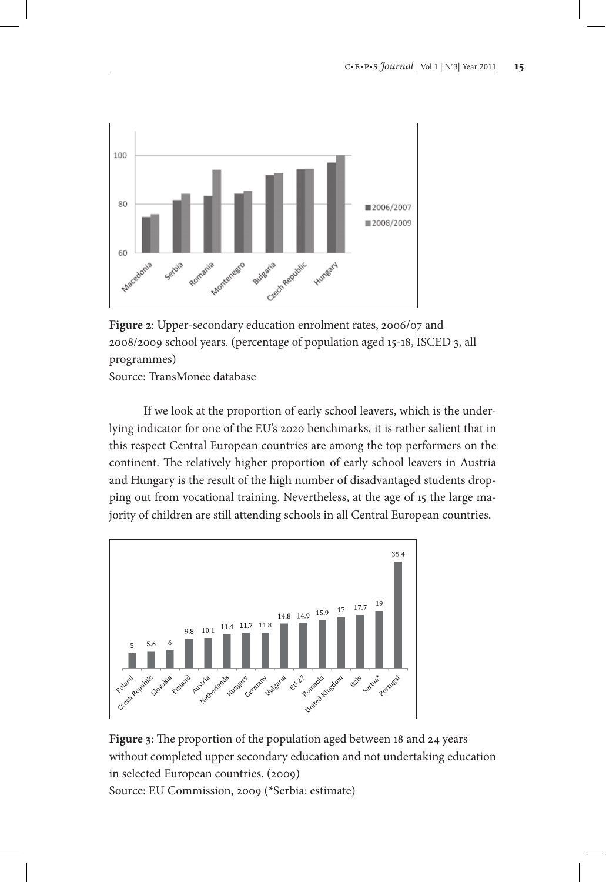**Figure 2**: Upper-secondary education enrolment rates, 2006/07 and 2008/2009 school years. (percentage of population aged 15-18, ISCED 3, all programmes)
Source: TransMonee database

If we look at the proportion of early school leavers, which is the underlying indicator for one of the EU's 2020 benchmarks, it is rather salient that in this respect Central European countries are among the top performers on the continent. The relatively higher proportion of early school leavers in Austria and Hungary is the result of the high number of disadvantaged students dropping out from vocational training. Nevertheless, at the age of 15 the large majority of children are still attending schools in all Central European countries.

**Figure 3**: The proportion of the population aged between 18 and 24 years without completed upper secondary education and not undertaking education in selected European countries. (2009)
Source: EU Commission, 2009 (*Serbia: estimate)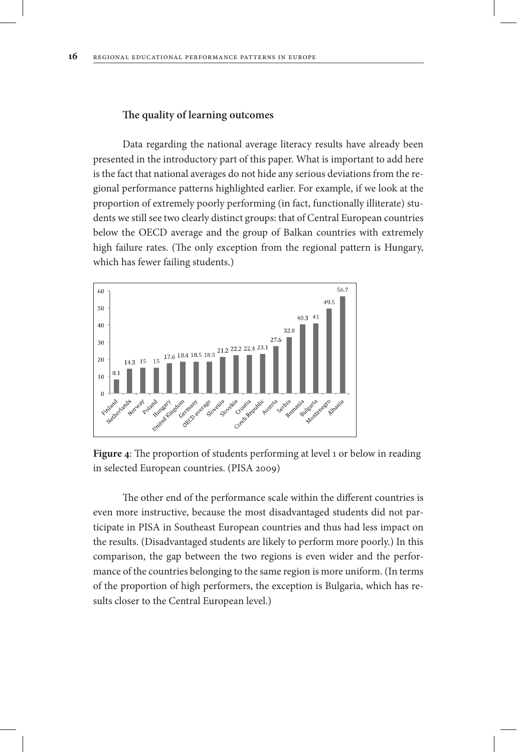### The quality of learning outcomes

Data regarding the national average literacy results have already been presented in the introductory part of this paper. What is important to add here is the fact that national averages do not hide any serious deviations from the regional performance patterns highlighted earlier. For example, if we look at the proportion of extremely poorly performing (in fact, functionally illiterate) students we still see two clearly distinct groups: that of Central European countries below the OECD average and the group of Balkan countries with extremely high failure rates. (The only exception from the regional pattern is Hungary, which has fewer failing students.)

| Country | Proportion (%) |
|---|---|
| Finland | 8.1 |
| Netherlands | 14.3 |
| Norway | 15 |
| Poland | 15 |
| Hungary | 17.6 |
| United Kingdom | 18.4 |
| Germany | 18.5 |
| OECD average | 18.5 |
| Slovenia | 21.2 |
| Slovakia | 22.2 |
| Croatia | 22.4 |
| Czech Republic | 23.1 |
| Austria | 27.6 |
| Serbia | 32.8 |
| Romania | 40.3 |
| Bulgaria | 41 |
| Montenegro | 49.5 |
| Albania | 56.7 |

**Figure 4**: The proportion of students performing at level 1 or below in reading in selected European countries. (PISA 2009)

The other end of the performance scale within the different countries is even more instructive, because the most disadvantaged students did not participate in PISA in Southeast European countries and thus had less impact on the results. (Disadvantaged students are likely to perform more poorly.) In this comparison, the gap between the two regions is even wider and the performance of the countries belonging to the same region is more uniform. (In terms of the proportion of high performers, the exception is Bulgaria, which has results closer to the Central European level.)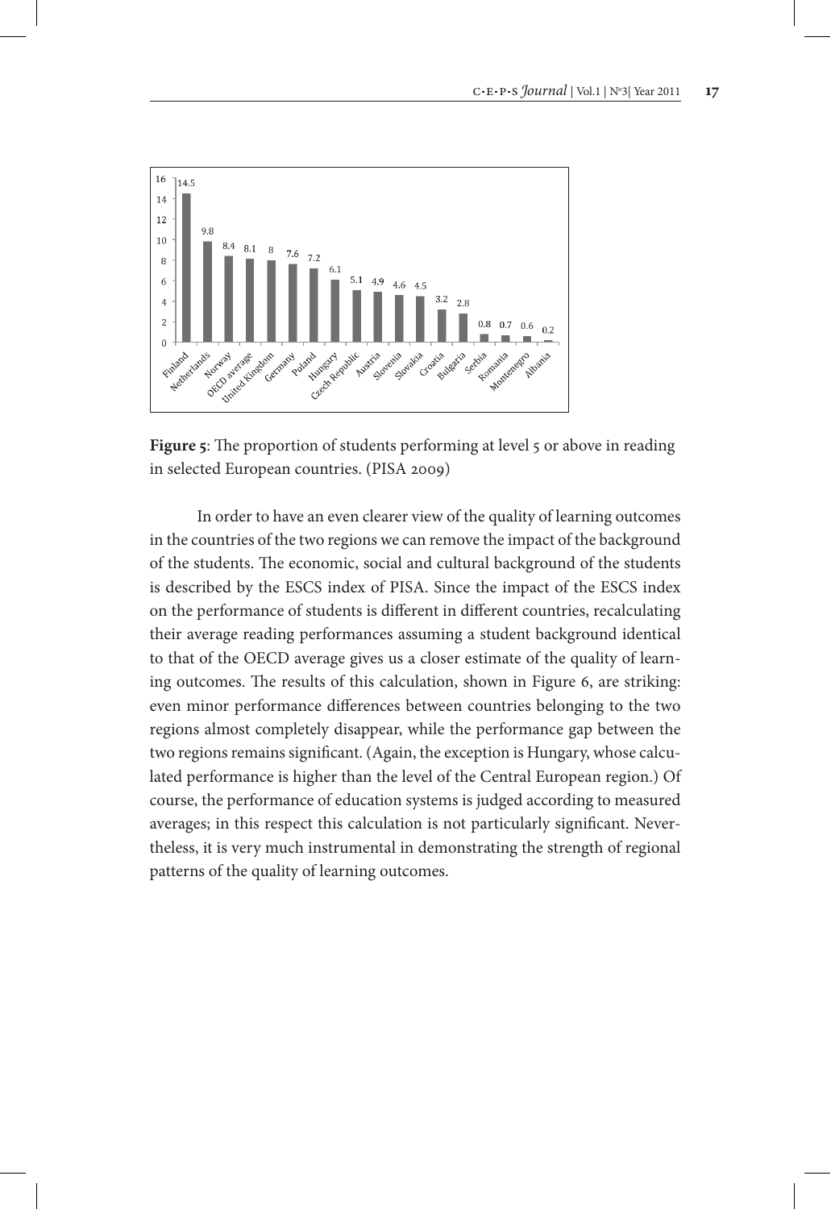**Figure 5**: The proportion of students performing at level 5 or above in reading in selected European countries. (PISA 2009)

In order to have an even clearer view of the quality of learning outcomes in the countries of the two regions we can remove the impact of the background of the students. The economic, social and cultural background of the students is described by the ESCS index of PISA. Since the impact of the ESCS index on the performance of students is different in different countries, recalculating their average reading performances assuming a student background identical to that of the OECD average gives us a closer estimate of the quality of learning outcomes. The results of this calculation, shown in Figure 6, are striking: even minor performance differences between countries belonging to the two regions almost completely disappear, while the performance gap between the two regions remains significant. (Again, the exception is Hungary, whose calculated performance is higher than the level of the Central European region.) Of course, the performance of education systems is judged according to measured averages; in this respect this calculation is not particularly significant. Nevertheless, it is very much instrumental in demonstrating the strength of regional patterns of the quality of learning outcomes.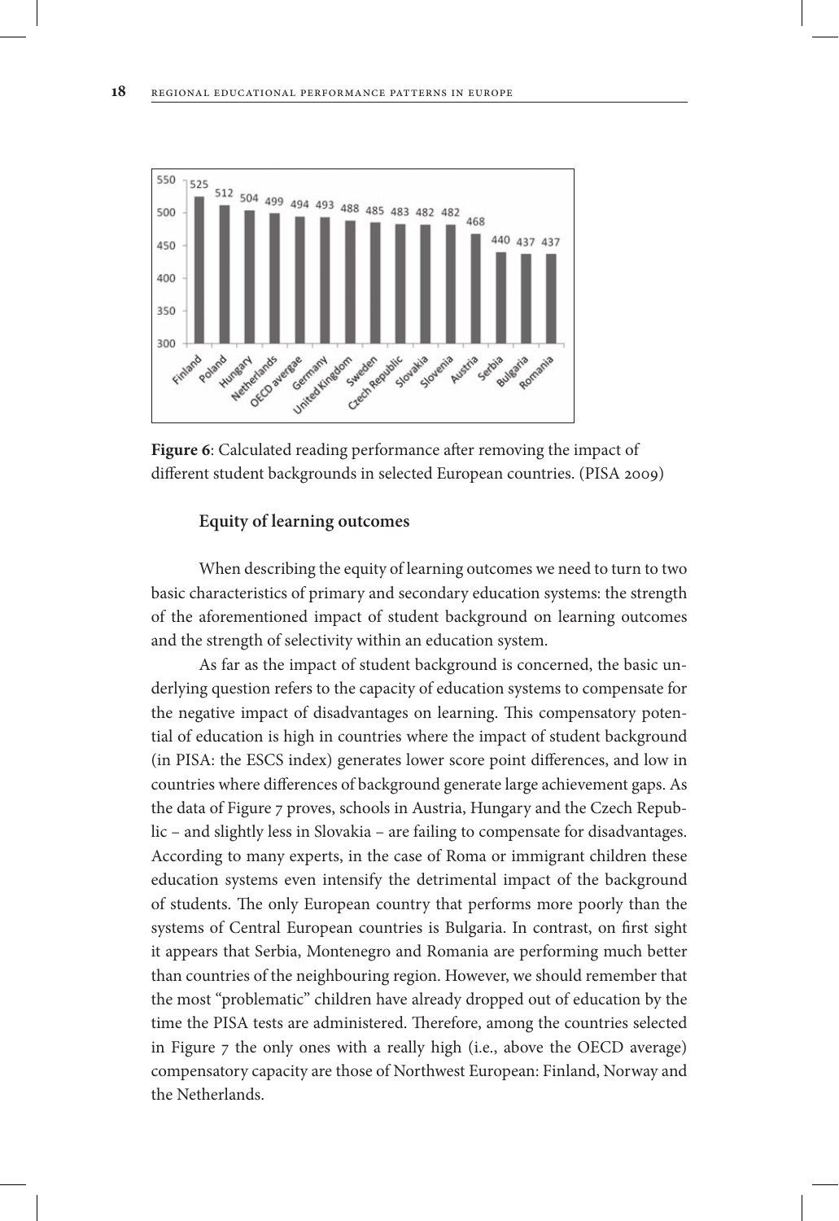| Country | Score |
|---|---|
| Finland | 525 |
| Poland | 512 |
| Hungary | 504 |
| Netherlands | 499 |
| OECD avergae | 494 |
| Germany | 493 |
| United Kingdom | 488 |
| Sweden | 485 |
| Czech Republic | 483 |
| Slovakia | 482 |
| Slovenia | 482 |
| Austria | 468 |
| Serbia | 440 |
| Bulgaria | 437 |
| Romania | 437 |

**Figure 6**: Calculated reading performance after removing the impact of different student backgrounds in selected European countries. (PISA 2009)

### Equity of learning outcomes

When describing the equity of learning outcomes we need to turn to two basic characteristics of primary and secondary education systems: the strength of the aforementioned impact of student background on learning outcomes and the strength of selectivity within an education system.

As far as the impact of student background is concerned, the basic underlying question refers to the capacity of education systems to compensate for the negative impact of disadvantages on learning. This compensatory potential of education is high in countries where the impact of student background (in PISA: the ESCS index) generates lower score point differences, and low in countries where differences of background generate large achievement gaps. As the data of Figure 7 proves, schools in Austria, Hungary and the Czech Republic – and slightly less in Slovakia – are failing to compensate for disadvantages. According to many experts, in the case of Roma or immigrant children these education systems even intensify the detrimental impact of the background of students. The only European country that performs more poorly than the systems of Central European countries is Bulgaria. In contrast, on first sight it appears that Serbia, Montenegro and Romania are performing much better than countries of the neighbouring region. However, we should remember that the most "problematic" children have already dropped out of education by the time the PISA tests are administered. Therefore, among the countries selected in Figure 7 the only ones with a really high (i.e., above the OECD average) compensatory capacity are those of Northwest European: Finland, Norway and the Netherlands.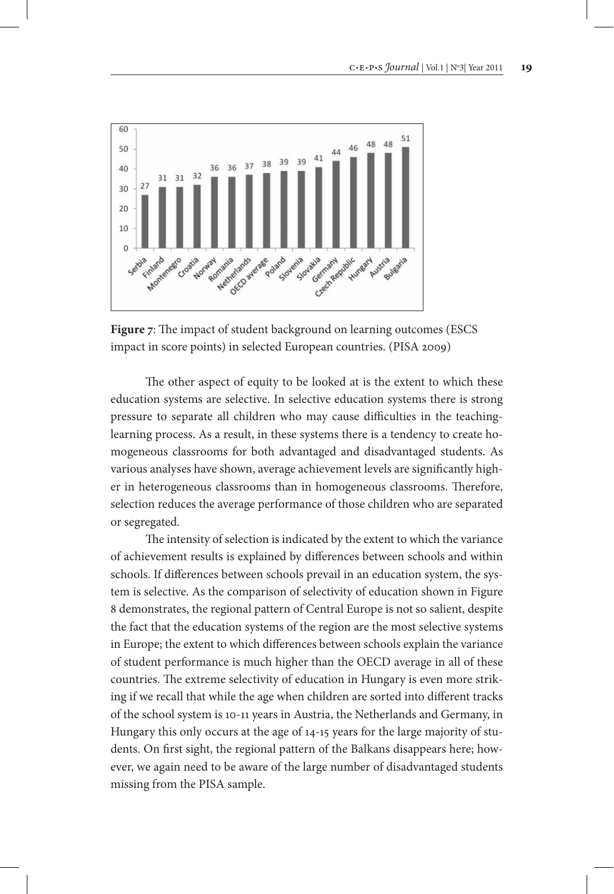**Figure 7**: The impact of student background on learning outcomes (ESCS impact in score points) in selected European countries. (PISA 2009)

The other aspect of equity to be looked at is the extent to which these education systems are selective. In selective education systems there is strong pressure to separate all children who may cause difficulties in the teaching-learning process. As a result, in these systems there is a tendency to create homogeneous classrooms for both advantaged and disadvantaged students. As various analyses have shown, average achievement levels are significantly higher in heterogeneous classrooms than in homogeneous classrooms. Therefore, selection reduces the average performance of those children who are separated or segregated.

The intensity of selection is indicated by the extent to which the variance of achievement results is explained by differences between schools and within schools. If differences between schools prevail in an education system, the system is selective. As the comparison of selectivity of education shown in Figure 8 demonstrates, the regional pattern of Central Europe is not so salient, despite the fact that the education systems of the region are the most selective systems in Europe; the extent to which differences between schools explain the variance of student performance is much higher than the OECD average in all of these countries. The extreme selectivity of education in Hungary is even more striking if we recall that while the age when children are sorted into different tracks of the school system is 10-11 years in Austria, the Netherlands and Germany, in Hungary this only occurs at the age of 14-15 years for the large majority of students. On first sight, the regional pattern of the Balkans disappears here; however, we again need to be aware of the large number of disadvantaged students missing from the PISA sample.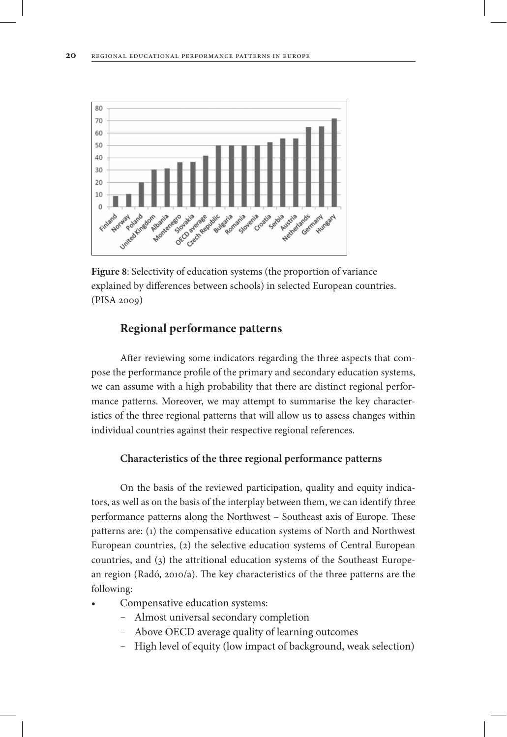**Figure 8**: Selectivity of education systems (the proportion of variance explained by differences between schools) in selected European countries. (PISA 2009)

## Regional performance patterns

After reviewing some indicators regarding the three aspects that compose the performance profile of the primary and secondary education systems, we can assume with a high probability that there are distinct regional performance patterns. Moreover, we may attempt to summarise the key characteristics of the three regional patterns that will allow us to assess changes within individual countries against their respective regional references.

### Characteristics of the three regional performance patterns

On the basis of the reviewed participation, quality and equity indicators, as well as on the basis of the interplay between them, we can identify three performance patterns along the Northwest – Southeast axis of Europe. These patterns are: (1) the compensative education systems of North and Northwest European countries, (2) the selective education systems of Central European countries, and (3) the attritional education systems of the Southeast European region (Radó, 2010/a). The key characteristics of the three patterns are the following:

- Compensative education systems:
  - Almost universal secondary completion
  - Above OECD average quality of learning outcomes
  - High level of equity (low impact of background, weak selection)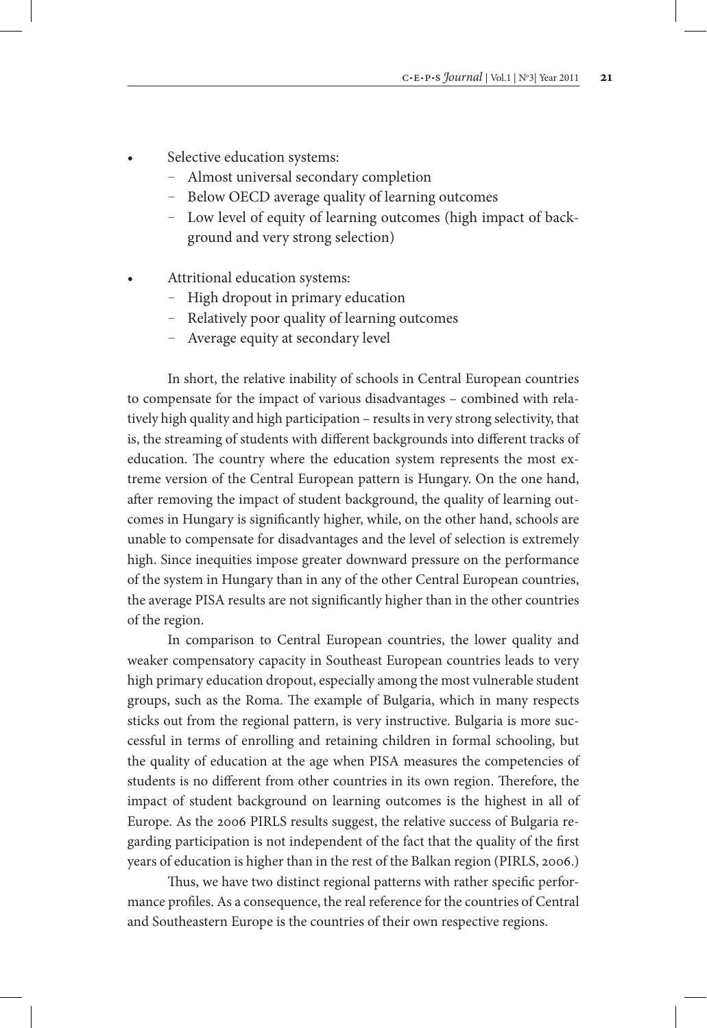- Selective education systems:
  - Almost universal secondary completion
  - Below OECD average quality of learning outcomes
  - Low level of equity of learning outcomes (high impact of background and very strong selection)
- Attritional education systems:
  - High dropout in primary education
  - Relatively poor quality of learning outcomes
  - Average equity at secondary level

In short, the relative inability of schools in Central European countries to compensate for the impact of various disadvantages – combined with relatively high quality and high participation – results in very strong selectivity, that is, the streaming of students with different backgrounds into different tracks of education. The country where the education system represents the most extreme version of the Central European pattern is Hungary. On the one hand, after removing the impact of student background, the quality of learning outcomes in Hungary is significantly higher, while, on the other hand, schools are unable to compensate for disadvantages and the level of selection is extremely high. Since inequities impose greater downward pressure on the performance of the system in Hungary than in any of the other Central European countries, the average PISA results are not significantly higher than in the other countries of the region.

In comparison to Central European countries, the lower quality and weaker compensatory capacity in Southeast European countries leads to very high primary education dropout, especially among the most vulnerable student groups, such as the Roma. The example of Bulgaria, which in many respects sticks out from the regional pattern, is very instructive. Bulgaria is more successful in terms of enrolling and retaining children in formal schooling, but the quality of education at the age when PISA measures the competencies of students is no different from other countries in its own region. Therefore, the impact of student background on learning outcomes is the highest in all of Europe. As the 2006 PIRLS results suggest, the relative success of Bulgaria regarding participation is not independent of the fact that the quality of the first years of education is higher than in the rest of the Balkan region (PIRLS, 2006.)

Thus, we have two distinct regional patterns with rather specific performance profiles. As a consequence, the real reference for the countries of Central and Southeastern Europe is the countries of their own respective regions.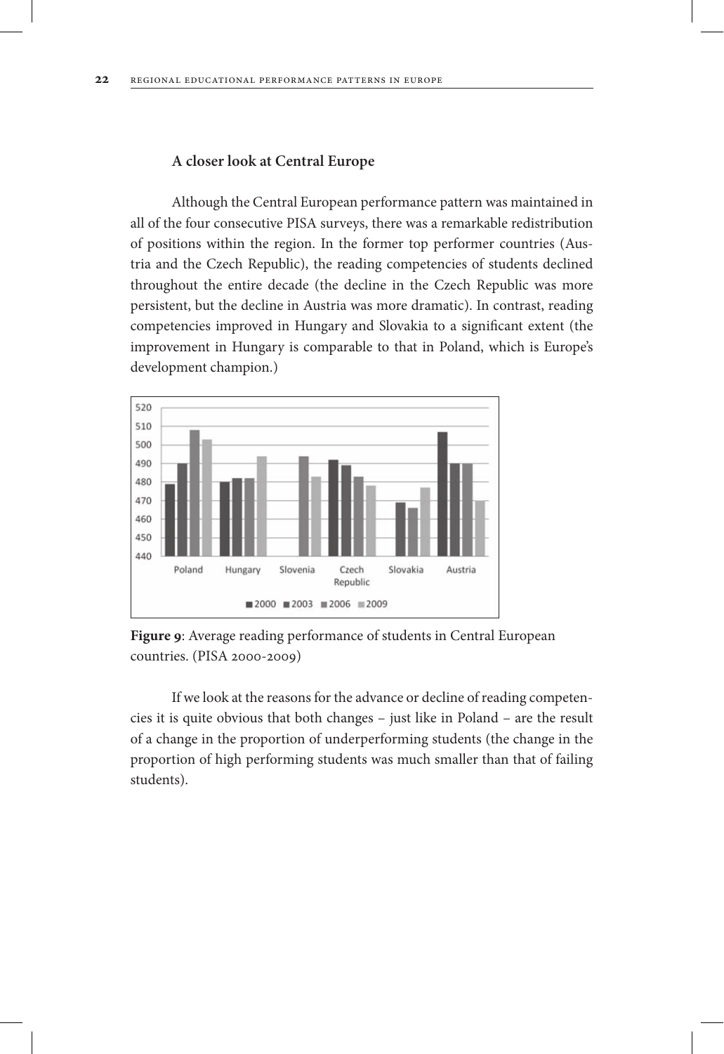### A closer look at Central Europe

Although the Central European performance pattern was maintained in all of the four consecutive PISA surveys, there was a remarkable redistribution of positions within the region. In the former top performer countries (Austria and the Czech Republic), the reading competencies of students declined throughout the entire decade (the decline in the Czech Republic was more persistent, but the decline in Austria was more dramatic). In contrast, reading competencies improved in Hungary and Slovakia to a significant extent (the improvement in Hungary is comparable to that in Poland, which is Europe's development champion.)

**Figure 9**: Average reading performance of students in Central European countries. (PISA 2000-2009)

If we look at the reasons for the advance or decline of reading competencies it is quite obvious that both changes – just like in Poland – are the result of a change in the proportion of underperforming students (the change in the proportion of high performing students was much smaller than that of failing students).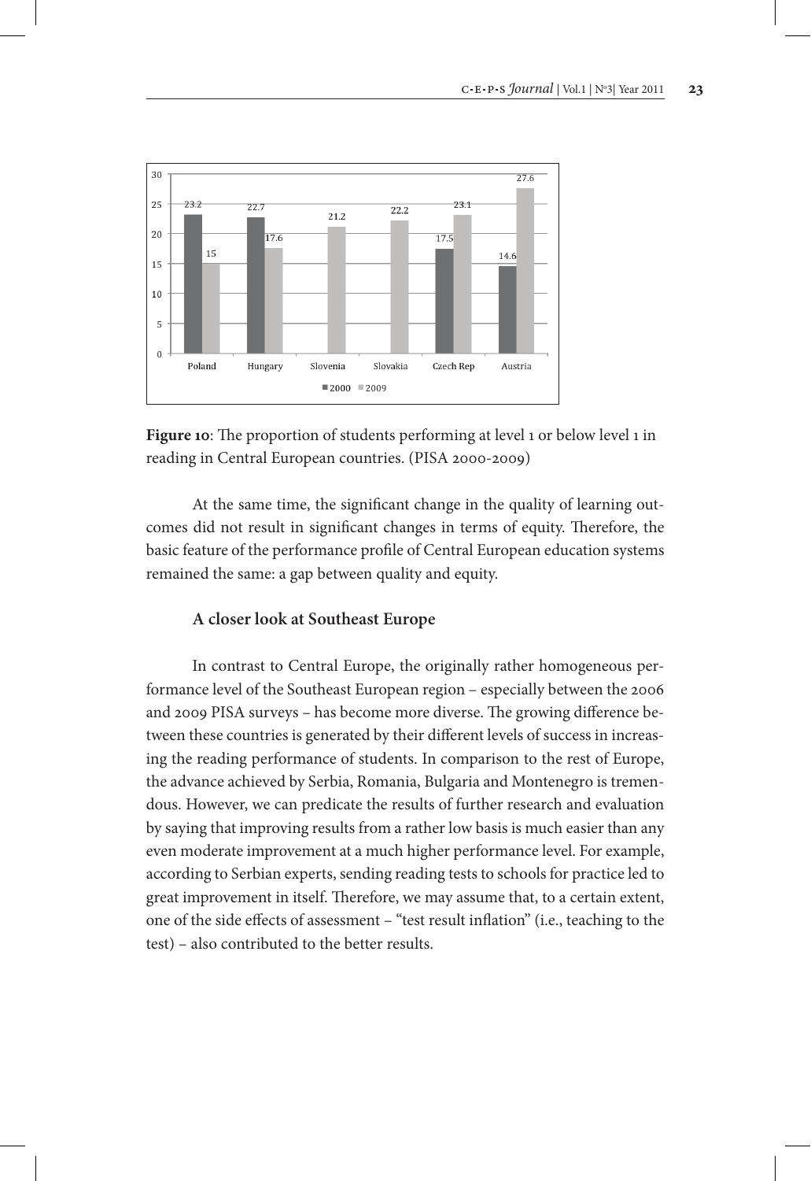**Figure 10**: The proportion of students performing at level 1 or below level 1 in reading in Central European countries. (PISA 2000-2009)

At the same time, the significant change in the quality of learning outcomes did not result in significant changes in terms of equity. Therefore, the basic feature of the performance profile of Central European education systems remained the same: a gap between quality and equity.

### A closer look at Southeast Europe

In contrast to Central Europe, the originally rather homogeneous performance level of the Southeast European region – especially between the 2006 and 2009 PISA surveys – has become more diverse. The growing difference between these countries is generated by their different levels of success in increasing the reading performance of students. In comparison to the rest of Europe, the advance achieved by Serbia, Romania, Bulgaria and Montenegro is tremendous. However, we can predicate the results of further research and evaluation by saying that improving results from a rather low basis is much easier than any even moderate improvement at a much higher performance level. For example, according to Serbian experts, sending reading tests to schools for practice led to great improvement in itself. Therefore, we may assume that, to a certain extent, one of the side effects of assessment – "test result inflation" (i.e., teaching to the test) – also contributed to the better results.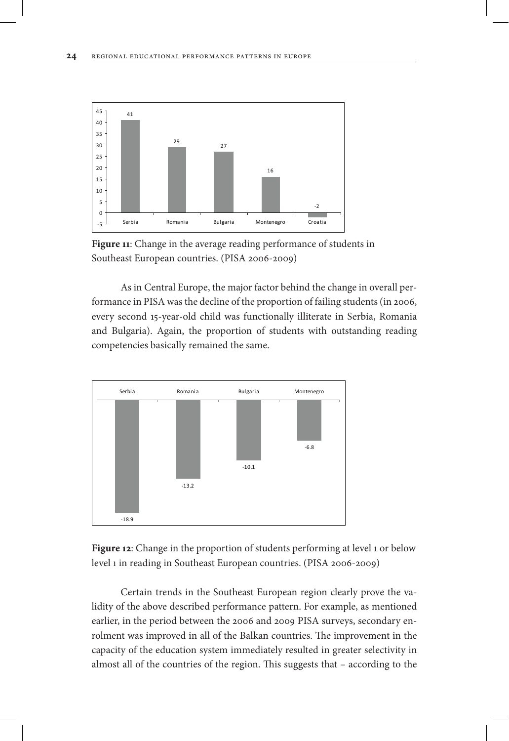**Figure 11**: Change in the average reading performance of students in Southeast European countries. (PISA 2006-2009)

As in Central Europe, the major factor behind the change in overall performance in PISA was the decline of the proportion of failing students (in 2006, every second 15-year-old child was functionally illiterate in Serbia, Romania and Bulgaria). Again, the proportion of students with outstanding reading competencies basically remained the same.

**Figure 12**: Change in the proportion of students performing at level 1 or below level 1 in reading in Southeast European countries. (PISA 2006-2009)

Certain trends in the Southeast European region clearly prove the validity of the above described performance pattern. For example, as mentioned earlier, in the period between the 2006 and 2009 PISA surveys, secondary enrolment was improved in all of the Balkan countries. The improvement in the capacity of the education system immediately resulted in greater selectivity in almost all of the countries of the region. This suggests that – according to the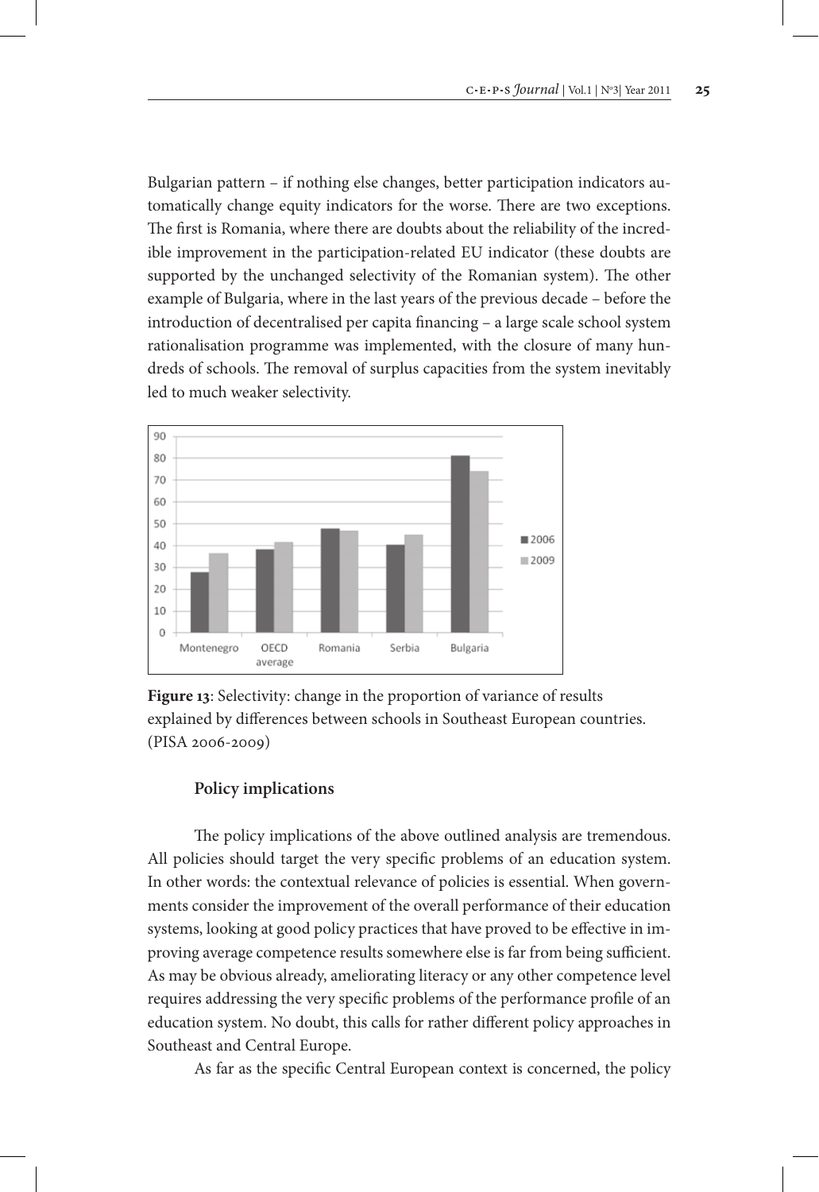Bulgarian pattern – if nothing else changes, better participation indicators automatically change equity indicators for the worse. There are two exceptions. The first is Romania, where there are doubts about the reliability of the incredible improvement in the participation-related EU indicator (these doubts are supported by the unchanged selectivity of the Romanian system). The other example of Bulgaria, where in the last years of the previous decade – before the introduction of decentralised per capita financing – a large scale school system rationalisation programme was implemented, with the closure of many hundreds of schools. The removal of surplus capacities from the system inevitably led to much weaker selectivity.

**Figure 13**: Selectivity: change in the proportion of variance of results explained by differences between schools in Southeast European countries. (PISA 2006-2009)

### Policy implications

The policy implications of the above outlined analysis are tremendous. All policies should target the very specific problems of an education system. In other words: the contextual relevance of policies is essential. When governments consider the improvement of the overall performance of their education systems, looking at good policy practices that have proved to be effective in improving average competence results somewhere else is far from being sufficient. As may be obvious already, ameliorating literacy or any other competence level requires addressing the very specific problems of the performance profile of an education system. No doubt, this calls for rather different policy approaches in Southeast and Central Europe.

As far as the specific Central European context is concerned, the policy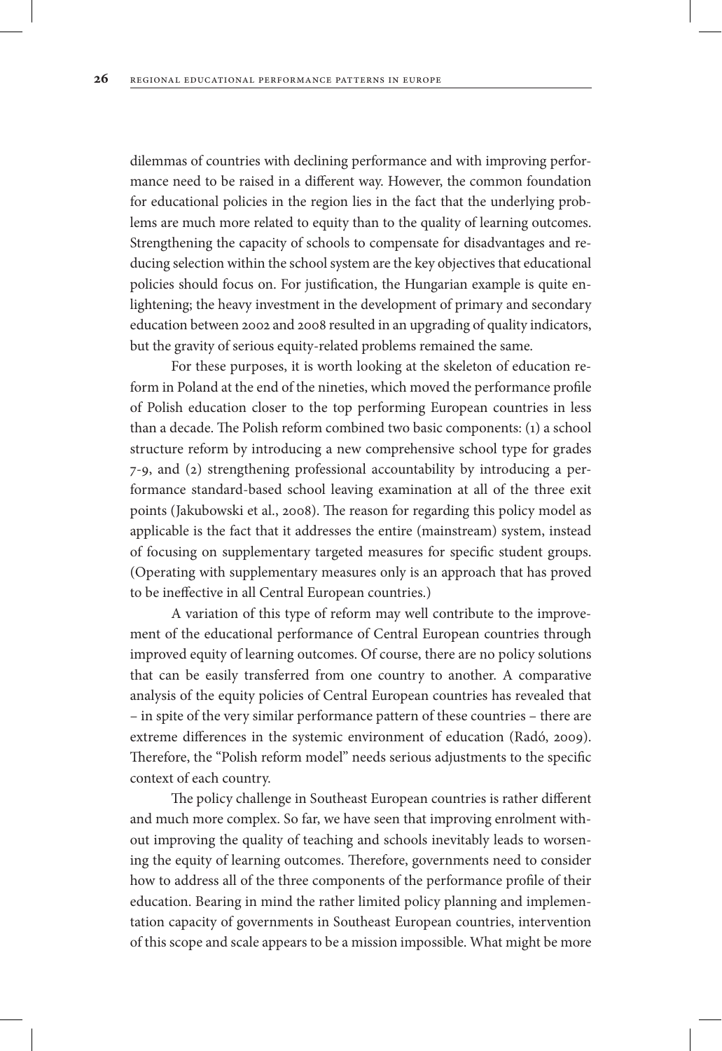dilemmas of countries with declining performance and with improving performance need to be raised in a different way. However, the common foundation for educational policies in the region lies in the fact that the underlying problems are much more related to equity than to the quality of learning outcomes. Strengthening the capacity of schools to compensate for disadvantages and reducing selection within the school system are the key objectives that educational policies should focus on. For justification, the Hungarian example is quite enlightening; the heavy investment in the development of primary and secondary education between 2002 and 2008 resulted in an upgrading of quality indicators, but the gravity of serious equity-related problems remained the same.

For these purposes, it is worth looking at the skeleton of education reform in Poland at the end of the nineties, which moved the performance profile of Polish education closer to the top performing European countries in less than a decade. The Polish reform combined two basic components: (1) a school structure reform by introducing a new comprehensive school type for grades 7-9, and (2) strengthening professional accountability by introducing a performance standard-based school leaving examination at all of the three exit points (Jakubowski et al., 2008). The reason for regarding this policy model as applicable is the fact that it addresses the entire (mainstream) system, instead of focusing on supplementary targeted measures for specific student groups. (Operating with supplementary measures only is an approach that has proved to be ineffective in all Central European countries.)

A variation of this type of reform may well contribute to the improvement of the educational performance of Central European countries through improved equity of learning outcomes. Of course, there are no policy solutions that can be easily transferred from one country to another. A comparative analysis of the equity policies of Central European countries has revealed that – in spite of the very similar performance pattern of these countries – there are extreme differences in the systemic environment of education (Radó, 2009). Therefore, the "Polish reform model" needs serious adjustments to the specific context of each country.

The policy challenge in Southeast European countries is rather different and much more complex. So far, we have seen that improving enrolment without improving the quality of teaching and schools inevitably leads to worsening the equity of learning outcomes. Therefore, governments need to consider how to address all of the three components of the performance profile of their education. Bearing in mind the rather limited policy planning and implementation capacity of governments in Southeast European countries, intervention of this scope and scale appears to be a mission impossible. What might be more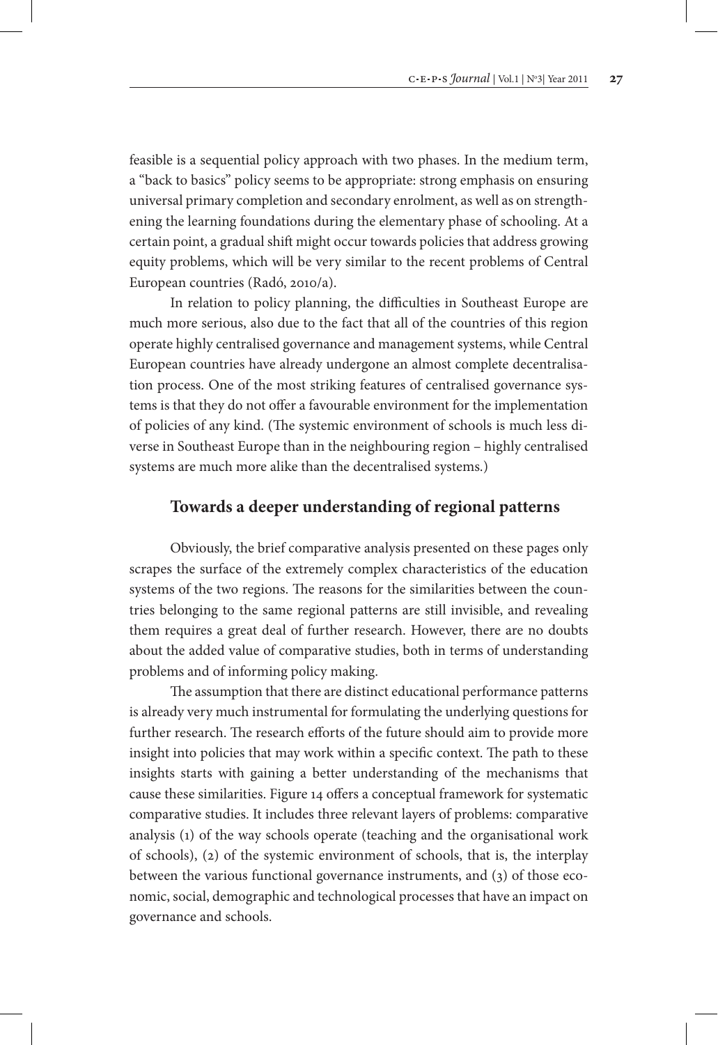feasible is a sequential policy approach with two phases. In the medium term, a "back to basics" policy seems to be appropriate: strong emphasis on ensuring universal primary completion and secondary enrolment, as well as on strengthening the learning foundations during the elementary phase of schooling. At a certain point, a gradual shift might occur towards policies that address growing equity problems, which will be very similar to the recent problems of Central European countries (Radó, 2010/a).

In relation to policy planning, the difficulties in Southeast Europe are much more serious, also due to the fact that all of the countries of this region operate highly centralised governance and management systems, while Central European countries have already undergone an almost complete decentralisation process. One of the most striking features of centralised governance systems is that they do not offer a favourable environment for the implementation of policies of any kind. (The systemic environment of schools is much less diverse in Southeast Europe than in the neighbouring region – highly centralised systems are much more alike than the decentralised systems.)

## Towards a deeper understanding of regional patterns

Obviously, the brief comparative analysis presented on these pages only scrapes the surface of the extremely complex characteristics of the education systems of the two regions. The reasons for the similarities between the countries belonging to the same regional patterns are still invisible, and revealing them requires a great deal of further research. However, there are no doubts about the added value of comparative studies, both in terms of understanding problems and of informing policy making.

The assumption that there are distinct educational performance patterns is already very much instrumental for formulating the underlying questions for further research. The research efforts of the future should aim to provide more insight into policies that may work within a specific context. The path to these insights starts with gaining a better understanding of the mechanisms that cause these similarities. Figure 14 offers a conceptual framework for systematic comparative studies. It includes three relevant layers of problems: comparative analysis (1) of the way schools operate (teaching and the organisational work of schools), (2) of the systemic environment of schools, that is, the interplay between the various functional governance instruments, and (3) of those economic, social, demographic and technological processes that have an impact on governance and schools.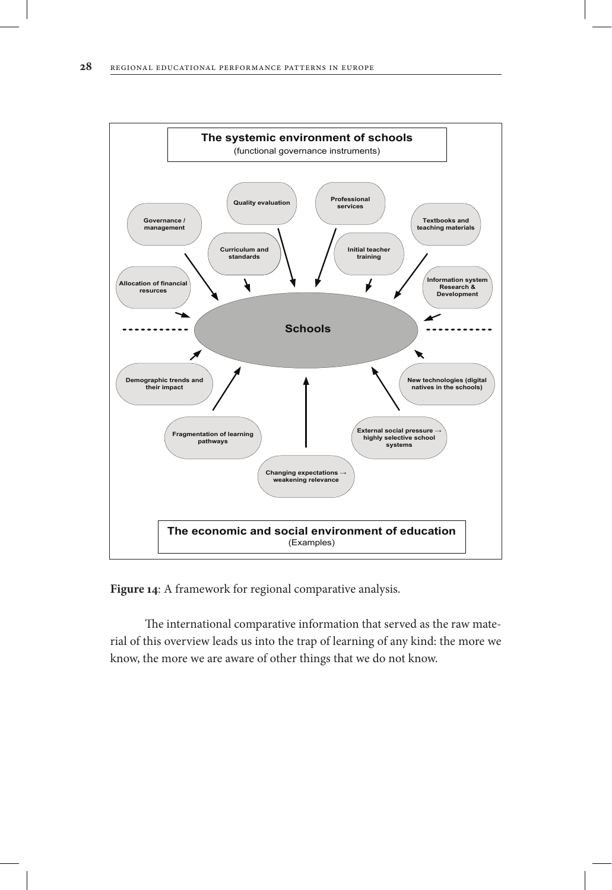**The systemic environment of schools**
(functional governance instruments)

Governance / management

Quality evaluation

Professional services

Textbooks and teaching materials

Curriculum and standards

Initial teacher training

Allocation of financial resurces

Information system Research & Development

Schools

Demographic trends and their impact

New technologies (digital natives in the schools)

Fragmentation of learning pathways

External social pressure → highly selective school systems

Changing expectations → weakening relevance

**The economic and social environment of education**
(Examples)

**Figure 14**: A framework for regional comparative analysis.

The international comparative information that served as the raw material of this overview leads us into the trap of learning of any kind: the more we know, the more we are aware of other things that we do not know.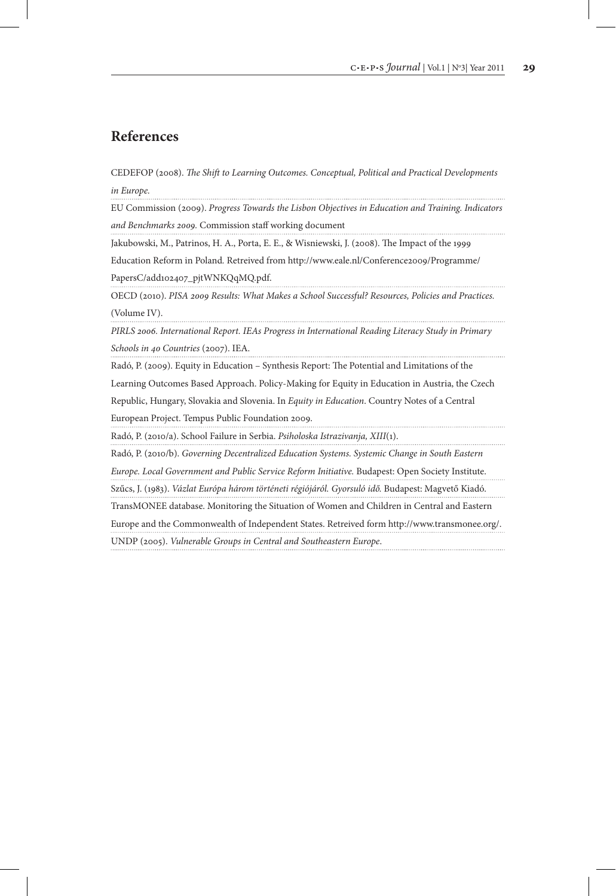## References

CEDEFOP (2008). *The Shift to Learning Outcomes. Conceptual, Political and Practical Developments in Europe.*

EU Commission (2009). *Progress Towards the Lisbon Objectives in Education and Training. Indicators and Benchmarks 2009.* Commission staff working document

Jakubowski, M., Patrinos, H. A., Porta, E. E., & Wisniewski, J. (2008). The Impact of the 1999 Education Reform in Poland*.* Retreived from http://www.eale.nl/Conference2009/Programme/PapersC/add102407_pjtWNKQqMQ.pdf.

OECD (2010). *PISA 2009 Results: What Makes a School Successful? Resources, Policies and Practices.* (Volume IV).

*PIRLS 2006. International Report. IEAs Progress in International Reading Literacy Study in Primary Schools in 40 Countries* (2007). IEA.

Radó, P. (2009). Equity in Education – Synthesis Report: The Potential and Limitations of the Learning Outcomes Based Approach. Policy-Making for Equity in Education in Austria, the Czech Republic, Hungary, Slovakia and Slovenia. In *Equity in Education*. Country Notes of a Central European Project. Tempus Public Foundation 2009.

Radó, P. (2010/a). School Failure in Serbia. *Psiholoska Istrazivanja, XIII*(1).

Radó, P. (2010/b). *Governing Decentralized Education Systems. Systemic Change in South Eastern Europe. Local Government and Public Service Reform Initiative.* Budapest: Open Society Institute.

Szűcs, J. (1983). *Vázlat Európa három történeti régiójáról. Gyorsuló idő.* Budapest: Magvető Kiadó.

TransMONEE database. Monitoring the Situation of Women and Children in Central and Eastern Europe and the Commonwealth of Independent States. Retreived form http://www.transmonee.org/.

UNDP (2005). *Vulnerable Groups in Central and Southeastern Europe*.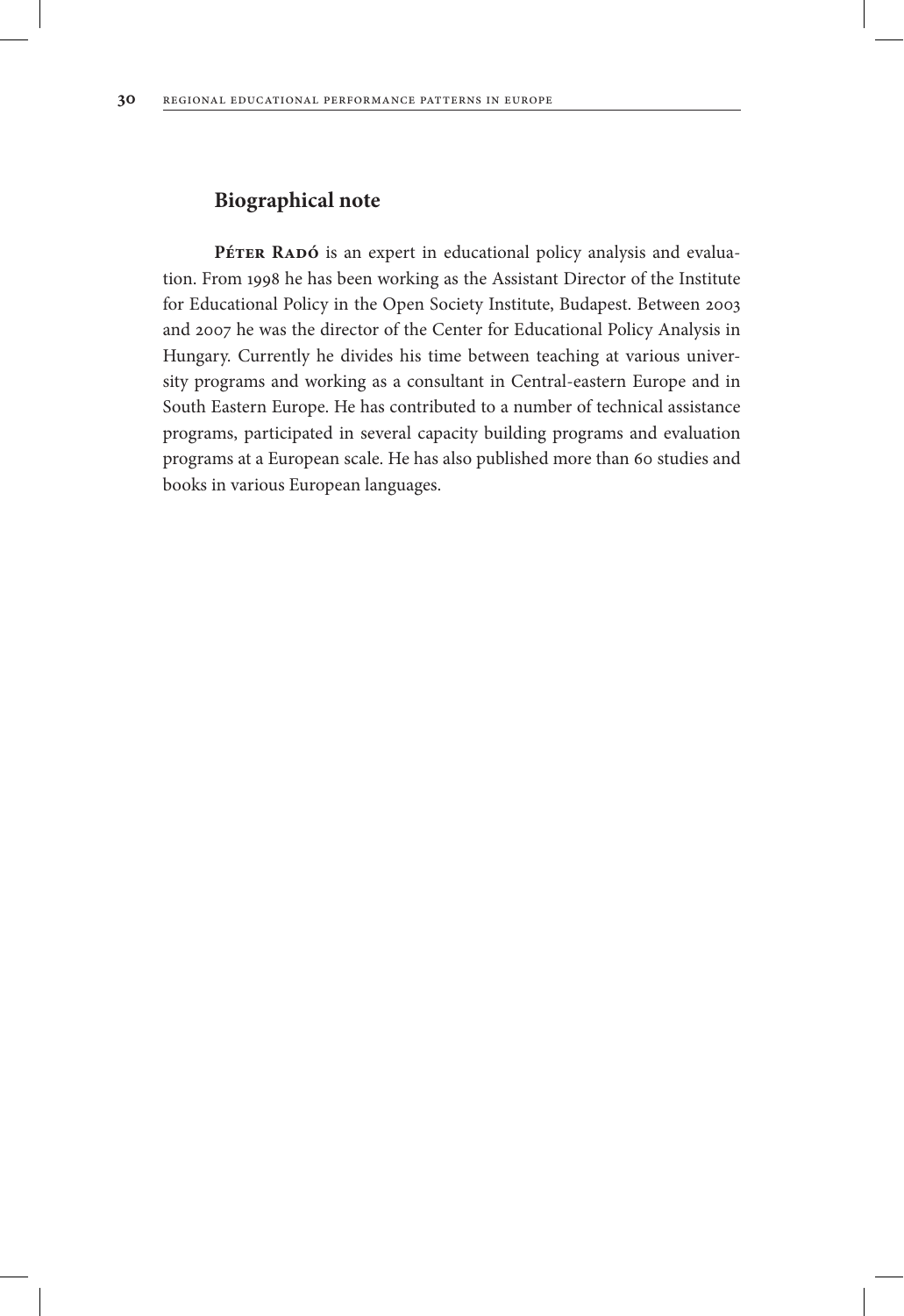## Biographical note

**Péter Radó** is an expert in educational policy analysis and evaluation. From 1998 he has been working as the Assistant Director of the Institute for Educational Policy in the Open Society Institute, Budapest. Between 2003 and 2007 he was the director of the Center for Educational Policy Analysis in Hungary. Currently he divides his time between teaching at various university programs and working as a consultant in Central-eastern Europe and in South Eastern Europe. He has contributed to a number of technical assistance programs, participated in several capacity building programs and evaluation programs at a European scale. He has also published more than 60 studies and books in various European languages.